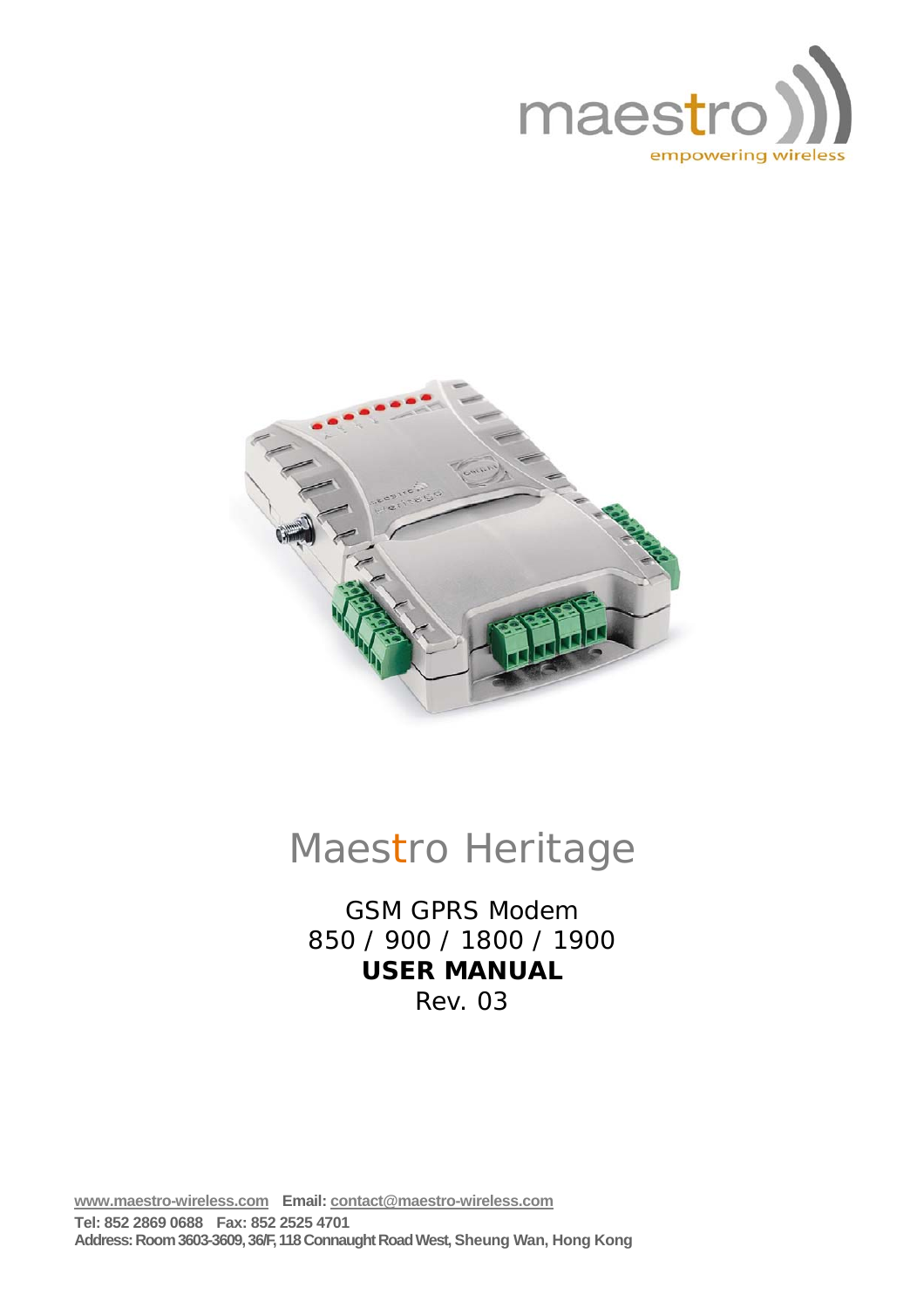maestro
empowering wireless

# Maestro Heritage

GSM GPRS Modem
850 / 900 / 1800 / 1900
**USER MANUAL**
Rev. 03

www.maestro-wireless.com **Email:** contact@maestro-wireless.com
**Tel: 852 2869 0688 Fax: 852 2525 4701**
**Address: Room 3603-3609, 36/F, 118 Connaught Road West, Sheung Wan, Hong Kong**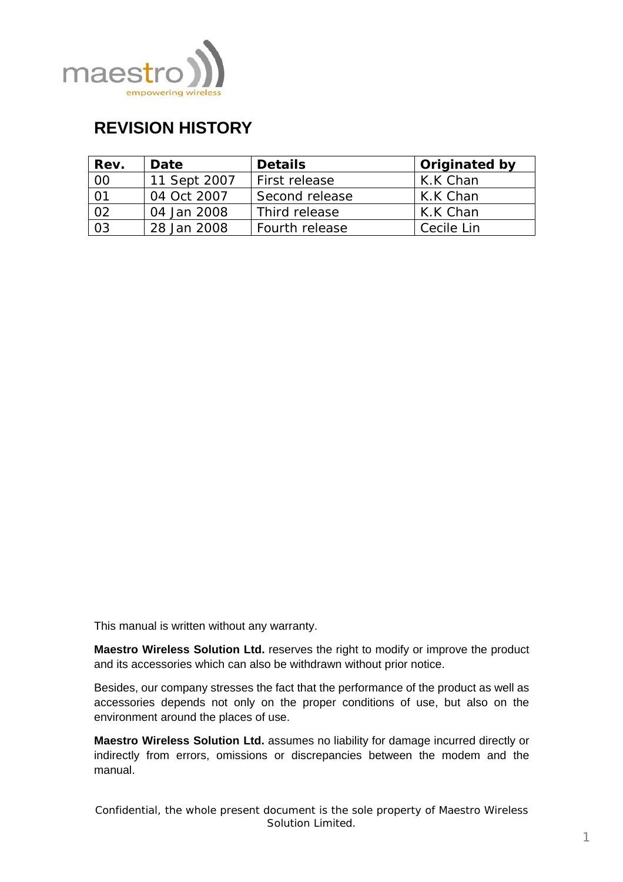## REVISION HISTORY

| Rev. | Date | Details | Originated by |
|---|---|---|---|
| 00 | 11 Sept 2007 | First release | K.K Chan |
| 01 | 04 Oct 2007 | Second release | K.K Chan |
| 02 | 04 Jan 2008 | Third release | K.K Chan |
| 03 | 28 Jan 2008 | Fourth release | Cecile Lin |

This manual is written without any warranty.

**Maestro Wireless Solution Ltd.** reserves the right to modify or improve the product and its accessories which can also be withdrawn without prior notice.

Besides, our company stresses the fact that the performance of the product as well as accessories depends not only on the proper conditions of use, but also on the environment around the places of use.

**Maestro Wireless Solution Ltd.** assumes no liability for damage incurred directly or indirectly from errors, omissions or discrepancies between the modem and the manual.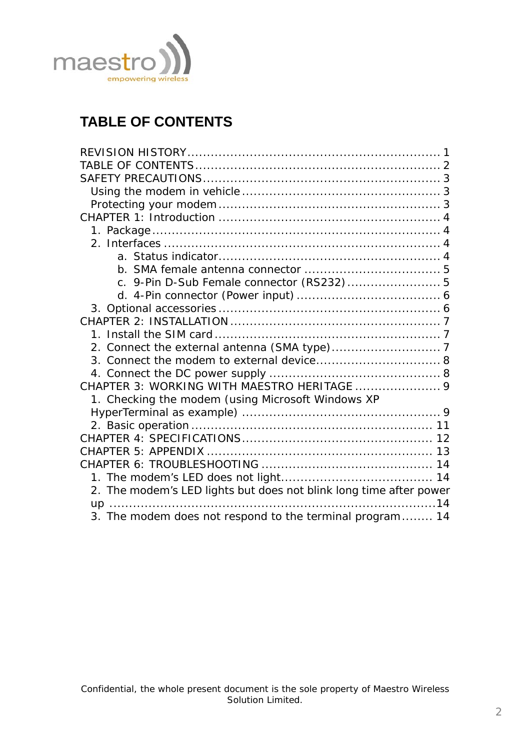# TABLE OF CONTENTS

REVISION HISTORY ........................................................ 1
TABLE OF CONTENTS ....................................................... 2
SAFETY PRECAUTIONS ...................................................... 3
- Using the modem in vehicle ............................................ 3
- Protecting your modem ................................................. 3

CHAPTER 1: Introduction ................................................. 4
1. Package .............................................................. 4
2. Interfaces ........................................................... 4
    - a. Status indicator ................................................ 4
    - b. SMA female antenna connector .................................... 5
    - c. 9-Pin D-Sub Female connector (RS232) ............................ 5
    - d. 4-Pin connector (Power input) ................................... 6
3. Optional accessories ................................................. 6

CHAPTER 2: INSTALLATION ................................................. 7
1. Install the SIM card ................................................. 7
2. Connect the external antenna (SMA type) .............................. 7
3. Connect the modem to external device ................................. 8
4. Connect the DC power supply .......................................... 8

CHAPTER 3: WORKING WITH MAESTRO HERITAGE ................................. 9
1. Checking the modem (using Microsoft Windows XP HyperTerminal as example) ... 9
2. Basic operation ...................................................... 11

CHAPTER 4: SPECIFICATIONS ............................................... 12

CHAPTER 5: APPENDIX ..................................................... 13

CHAPTER 6: TROUBLESHOOTING .............................................. 14
1. The modem's LED does not light ....................................... 14
2. The modem's LED lights but does not blink long time after power up ... 14
3. The modem does not respond to the terminal program ................... 14

Confidential, the whole present document is the sole property of Maestro Wireless Solution Limited.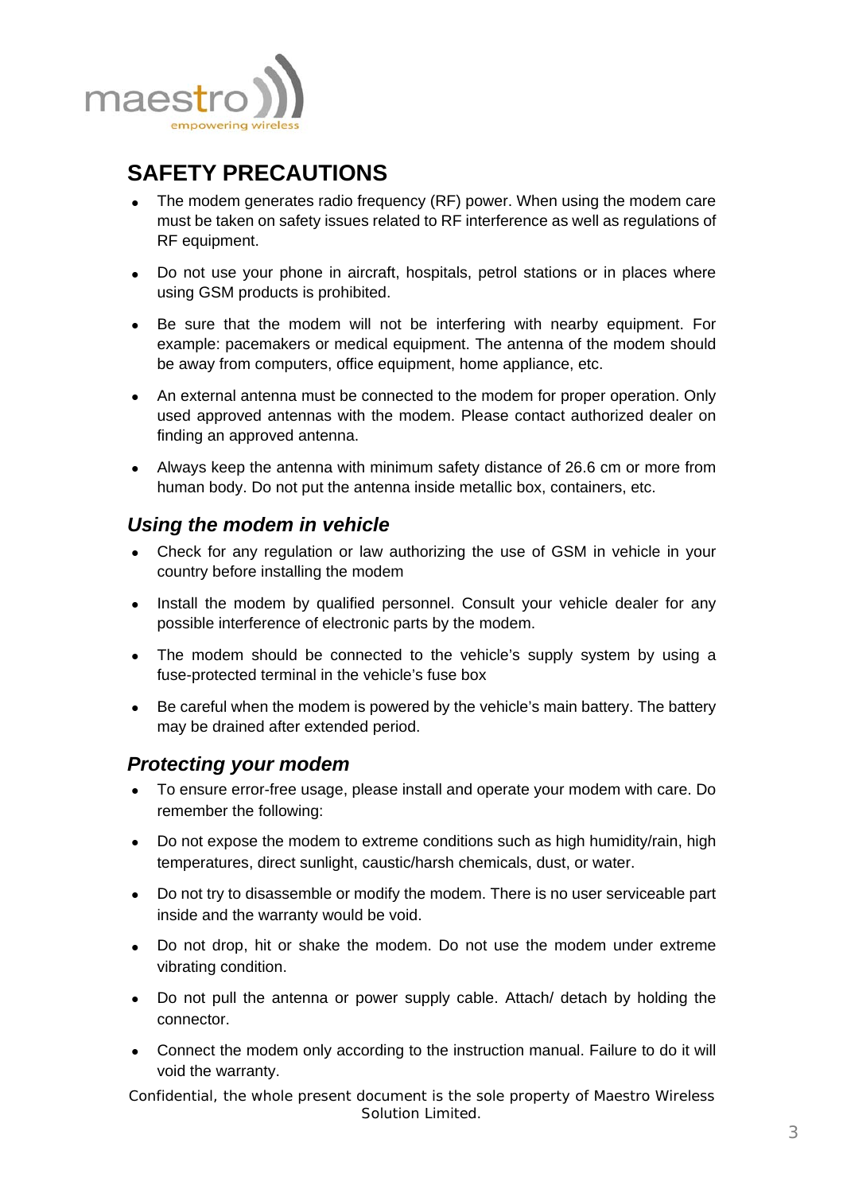# SAFETY PRECAUTIONS

- The modem generates radio frequency (RF) power. When using the modem care must be taken on safety issues related to RF interference as well as regulations of RF equipment.
- Do not use your phone in aircraft, hospitals, petrol stations or in places where using GSM products is prohibited.
- Be sure that the modem will not be interfering with nearby equipment. For example: pacemakers or medical equipment. The antenna of the modem should be away from computers, office equipment, home appliance, etc.
- An external antenna must be connected to the modem for proper operation. Only used approved antennas with the modem. Please contact authorized dealer on finding an approved antenna.
- Always keep the antenna with minimum safety distance of 26.6 cm or more from human body. Do not put the antenna inside metallic box, containers, etc.

## *Using the modem in vehicle*

- Check for any regulation or law authorizing the use of GSM in vehicle in your country before installing the modem
- Install the modem by qualified personnel. Consult your vehicle dealer for any possible interference of electronic parts by the modem.
- The modem should be connected to the vehicle's supply system by using a fuse-protected terminal in the vehicle's fuse box
- Be careful when the modem is powered by the vehicle's main battery. The battery may be drained after extended period.

## *Protecting your modem*

- To ensure error-free usage, please install and operate your modem with care. Do remember the following:
- Do not expose the modem to extreme conditions such as high humidity/rain, high temperatures, direct sunlight, caustic/harsh chemicals, dust, or water.
- Do not try to disassemble or modify the modem. There is no user serviceable part inside and the warranty would be void.
- Do not drop, hit or shake the modem. Do not use the modem under extreme vibrating condition.
- Do not pull the antenna or power supply cable. Attach/ detach by holding the connector.
- Connect the modem only according to the instruction manual. Failure to do it will void the warranty.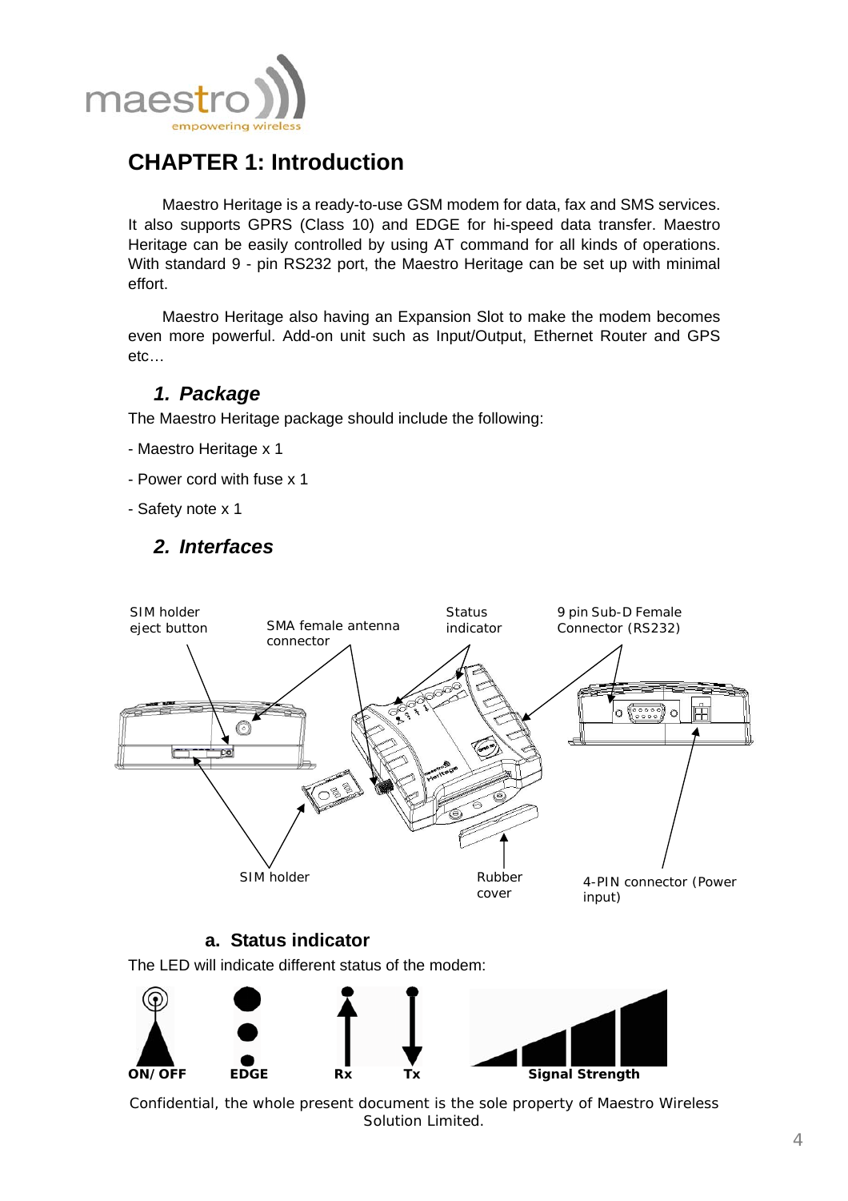# CHAPTER 1: Introduction

Maestro Heritage is a ready-to-use GSM modem for data, fax and SMS services. It also supports GPRS (Class 10) and EDGE for hi-speed data transfer. Maestro Heritage can be easily controlled by using AT command for all kinds of operations. With standard 9 - pin RS232 port, the Maestro Heritage can be set up with minimal effort.

Maestro Heritage also having an Expansion Slot to make the modem becomes even more powerful. Add-on unit such as Input/Output, Ethernet Router and GPS etc…

## *1. Package*

The Maestro Heritage package should include the following:

- Maestro Heritage x 1
- Power cord with fuse x 1
- Safety note x 1

## *2. Interfaces*

SIM holder eject button

SMA female antenna connector

Status indicator

9 pin Sub-D Female Connector (RS232)

SIM holder

Rubber cover

4-PIN connector (Power input)

### a. Status indicator

The LED will indicate different status of the modem:

**ON/OFF** **EDGE** **Rx** **Tx** **Signal Strength**

Confidential, the whole present document is the sole property of Maestro Wireless Solution Limited.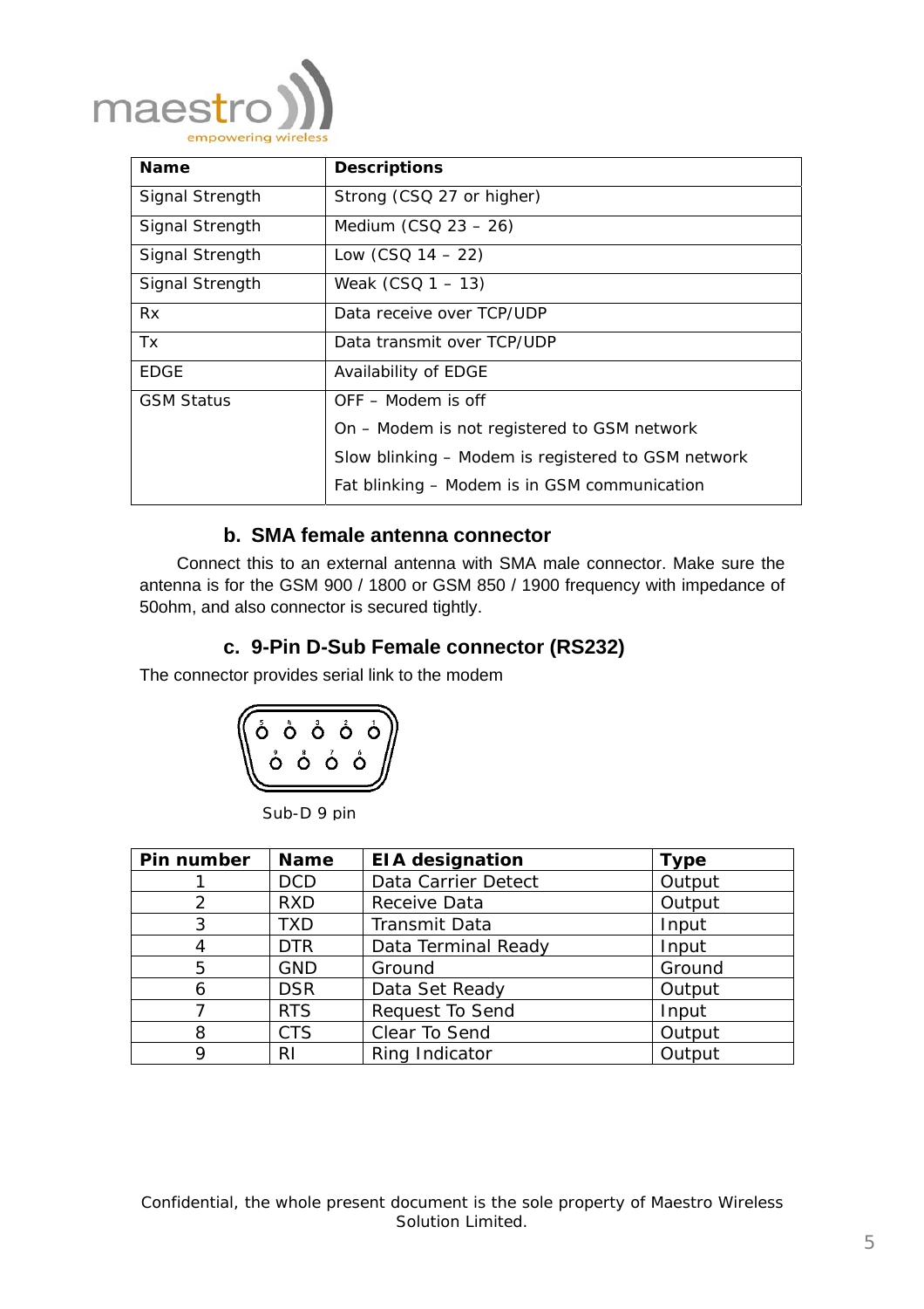| Name | Descriptions |
|---|---|
| Signal Strength | Strong (CSQ 27 or higher) |
| Signal Strength | Medium (CSQ 23 – 26) |
| Signal Strength | Low (CSQ 14 – 22) |
| Signal Strength | Weak (CSQ 1 – 13) |
| Rx | Data receive over TCP/UDP |
| Tx | Data transmit over TCP/UDP |
| EDGE | Availability of EDGE |
| GSM Status | OFF – Modem is off<br>On – Modem is not registered to GSM network<br>Slow blinking – Modem is registered to GSM network<br>Fat blinking – Modem is in GSM communication |

### b. SMA female antenna connector

Connect this to an external antenna with SMA male connector. Make sure the antenna is for the GSM 900 / 1800 or GSM 850 / 1900 frequency with impedance of 50ohm, and also connector is secured tightly.

### c. 9-Pin D-Sub Female connector (RS232)

The connector provides serial link to the modem

Sub-D 9 pin

| Pin number | Name | EIA designation | Type |
|---|---|---|---|
| 1 | DCD | Data Carrier Detect | Output |
| 2 | RXD | Receive Data | Output |
| 3 | TXD | Transmit Data | Input |
| 4 | DTR | Data Terminal Ready | Input |
| 5 | GND | Ground | Ground |
| 6 | DSR | Data Set Ready | Output |
| 7 | RTS | Request To Send | Input |
| 8 | CTS | Clear To Send | Output |
| 9 | RI | Ring Indicator | Output |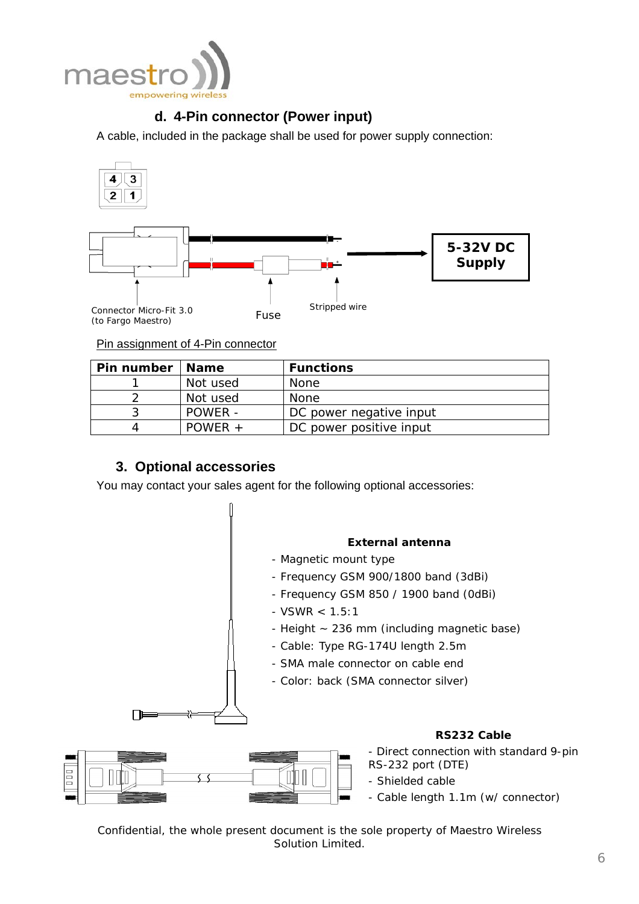## d. 4-Pin connector (Power input)

A cable, included in the package shall be used for power supply connection:

5-32V DC Supply

Connector Micro-Fit 3.0 (to Fargo Maestro)

Fuse

Stripped wire

Pin assignment of 4-Pin connector

| Pin number | Name | Functions |
|---|---|---|
| 1 | Not used | None |
| 2 | Not used | None |
| 3 | POWER - | DC power negative input |
| 4 | POWER + | DC power positive input |

## 3. Optional accessories

You may contact your sales agent for the following optional accessories:

**External antenna**

- Magnetic mount type
- Frequency GSM 900/1800 band (3dBi)
- Frequency GSM 850 / 1900 band (0dBi)
- VSWR < 1.5:1
- Height ~ 236 mm (including magnetic base)
- Cable: Type RG-174U length 2.5m
- SMA male connector on cable end
- Color: back (SMA connector silver)

**RS232 Cable**

- Direct connection with standard 9-pin RS-232 port (DTE)
- Shielded cable
- Cable length 1.1m (w/ connector)

Confidential, the whole present document is the sole property of Maestro Wireless Solution Limited.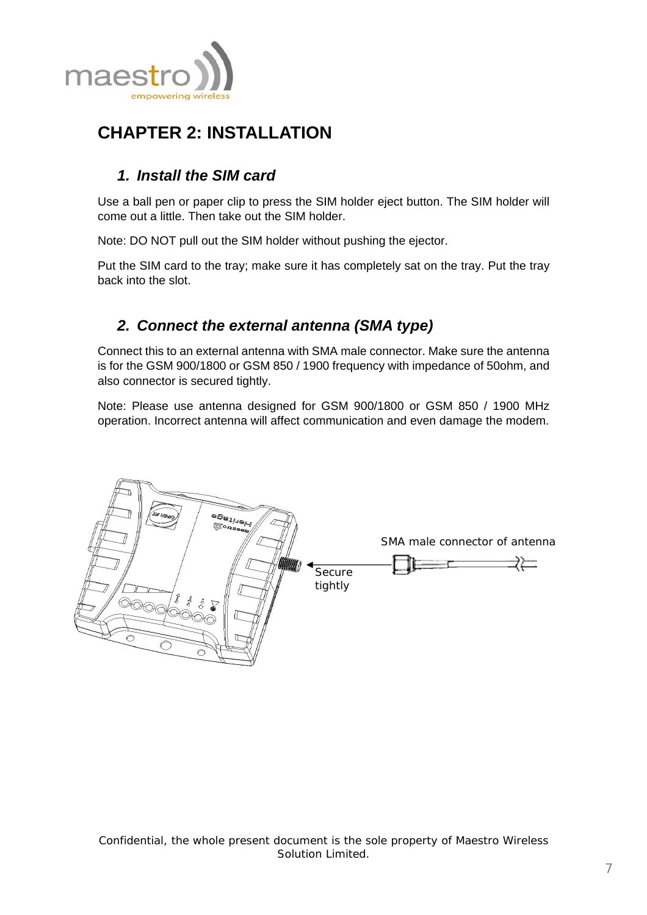# CHAPTER 2: INSTALLATION

## 1. Install the SIM card

Use a ball pen or paper clip to press the SIM holder eject button. The SIM holder will come out a little. Then take out the SIM holder.

Note: DO NOT pull out the SIM holder without pushing the ejector.

Put the SIM card to the tray; make sure it has completely sat on the tray. Put the tray back into the slot.

## 2. Connect the external antenna (SMA type)

Connect this to an external antenna with SMA male connector. Make sure the antenna is for the GSM 900/1800 or GSM 850 / 1900 frequency with impedance of 50ohm, and also connector is secured tightly.

Note: Please use antenna designed for GSM 900/1800 or GSM 850 / 1900 MHz operation. Incorrect antenna will affect communication and even damage the modem.

SMA male connector of antenna

Secure tightly

Confidential, the whole present document is the sole property of Maestro Wireless Solution Limited.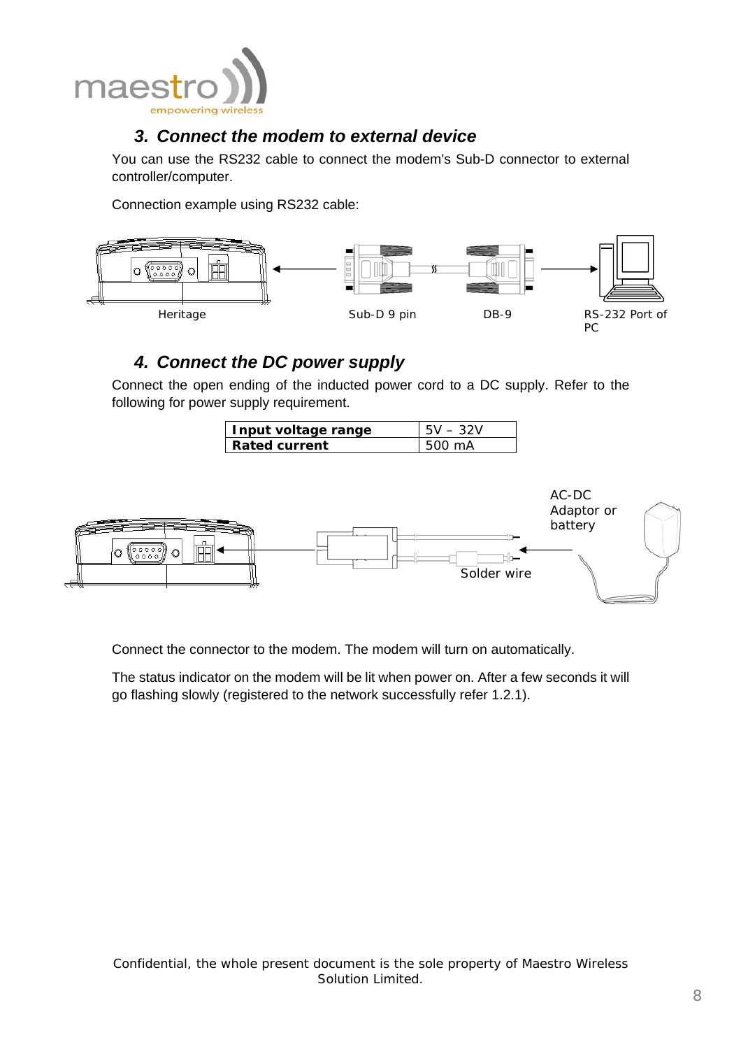### 3. Connect the modem to external device

You can use the RS232 cable to connect the modem's Sub-D connector to external controller/computer.

Connection example using RS232 cable:

Heritage　　Sub-D 9 pin　　DB-9　　RS-232 Port of PC

### 4. Connect the DC power supply

Connect the open ending of the inducted power cord to a DC supply. Refer to the following for power supply requirement.

| **Input voltage range** | 5V – 32V |
|---|---|
| **Rated current** | 500 mA |

AC-DC Adaptor or battery

Solder wire

Connect the connector to the modem. The modem will turn on automatically.

The status indicator on the modem will be lit when power on. After a few seconds it will go flashing slowly (registered to the network successfully refer 1.2.1).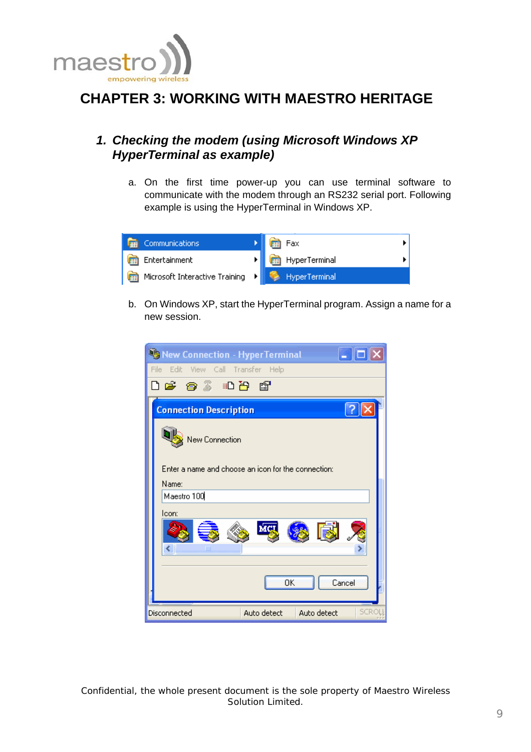# CHAPTER 3: WORKING WITH MAESTRO HERITAGE

## *1. Checking the modem (using Microsoft Windows XP HyperTerminal as example)*

a. On the first time power-up you can use terminal software to communicate with the modem through an RS232 serial port. Following example is using the HyperTerminal in Windows XP.

b. On Windows XP, start the HyperTerminal program. Assign a name for a new session.

Confidential, the whole present document is the sole property of Maestro Wireless Solution Limited.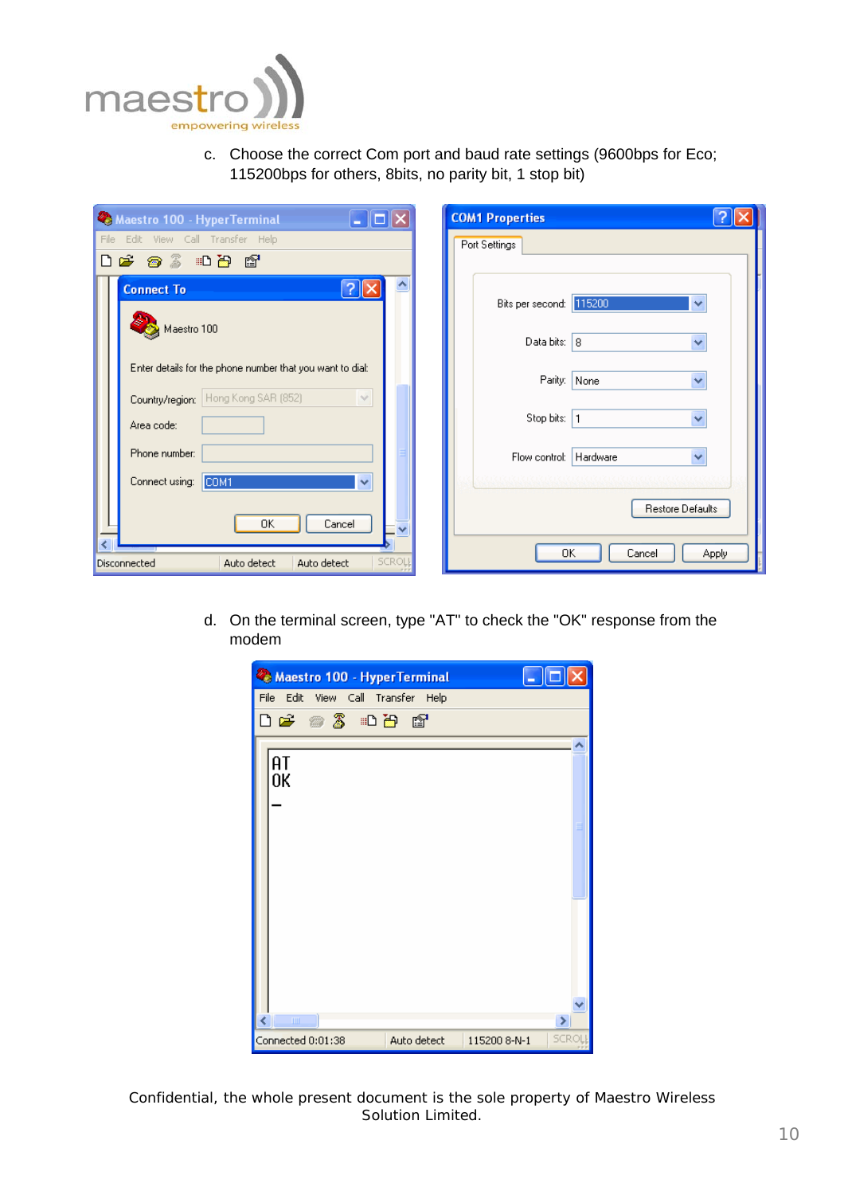c. Choose the correct Com port and baud rate settings (9600bps for Eco; 115200bps for others, 8bits, no parity bit, 1 stop bit)

d. On the terminal screen, type "AT" to check the "OK" response from the modem

Confidential, the whole present document is the sole property of Maestro Wireless Solution Limited.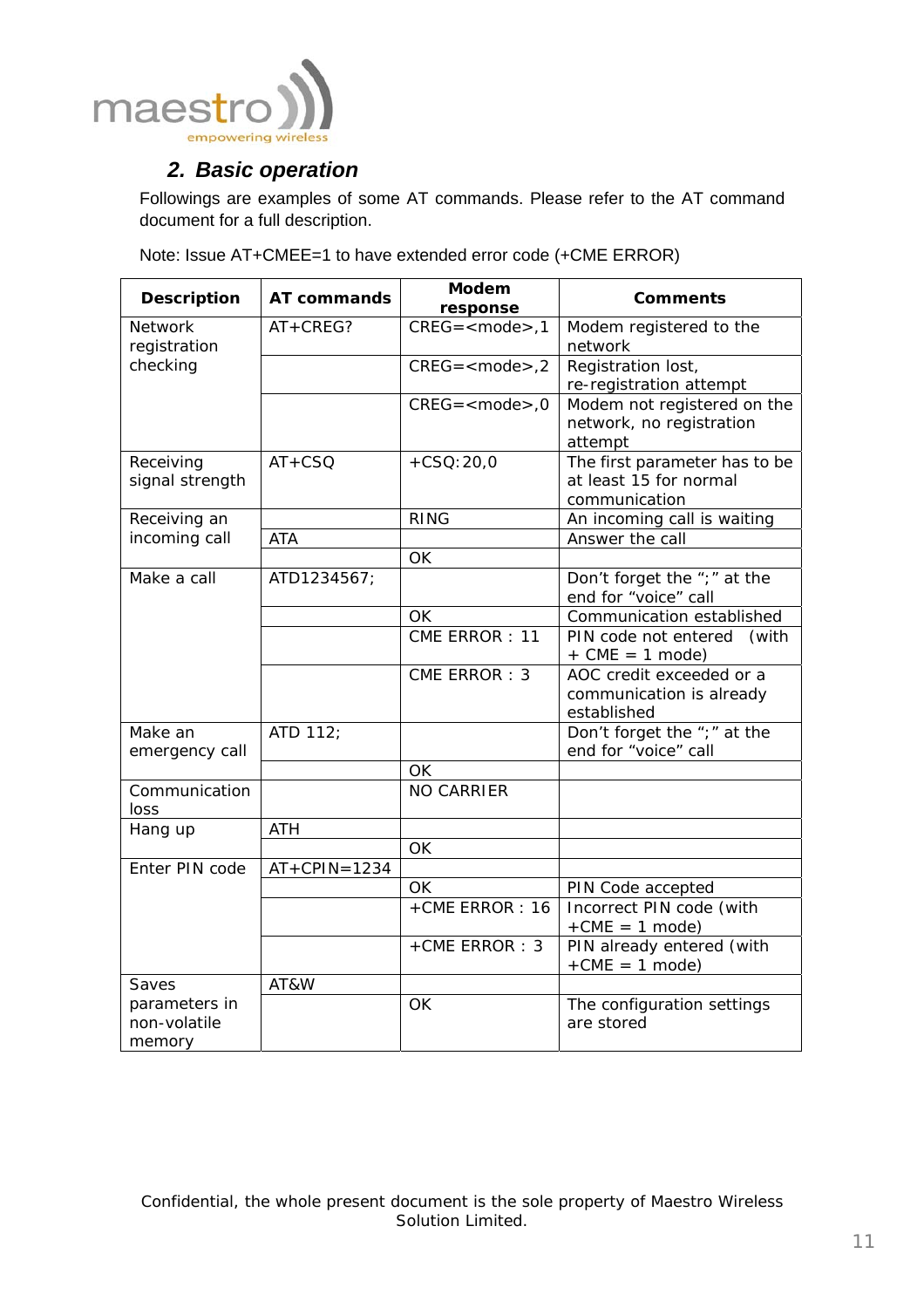## 2. Basic operation

Followings are examples of some AT commands. Please refer to the AT command document for a full description.

Note: Issue AT+CMEE=1 to have extended error code (+CME ERROR)

| Description | AT commands | Modem response | Comments |
|---|---|---|---|
| Network registration checking | AT+CREG? | CREG=<mode>,1 | Modem registered to the network |
| | | CREG=<mode>,2 | Registration lost, re-registration attempt |
| | | CREG=<mode>,0 | Modem not registered on the network, no registration attempt |
| Receiving signal strength | AT+CSQ | +CSQ:20,0 | The first parameter has to be at least 15 for normal communication |
| Receiving an incoming call | | RING | An incoming call is waiting |
| | ATA | | Answer the call |
| | | OK | |
| Make a call | ATD1234567; | | Don't forget the ";" at the end for "voice" call |
| | | OK | Communication established |
| | | CME ERROR : 11 | PIN code not entered (with + CME = 1 mode) |
| | | CME ERROR : 3 | AOC credit exceeded or a communication is already established |
| Make an emergency call | ATD 112; | | Don't forget the ";" at the end for "voice" call |
| | | OK | |
| Communication loss | | NO CARRIER | |
| Hang up | ATH | | |
| | | OK | |
| Enter PIN code | AT+CPIN=1234 | | |
| | | OK | PIN Code accepted |
| | | +CME ERROR : 16 | Incorrect PIN code (with +CME = 1 mode) |
| | | +CME ERROR : 3 | PIN already entered (with +CME = 1 mode) |
| Saves parameters in non-volatile memory | AT&W | | |
| | | OK | The configuration settings are stored |

Confidential, the whole present document is the sole property of Maestro Wireless Solution Limited.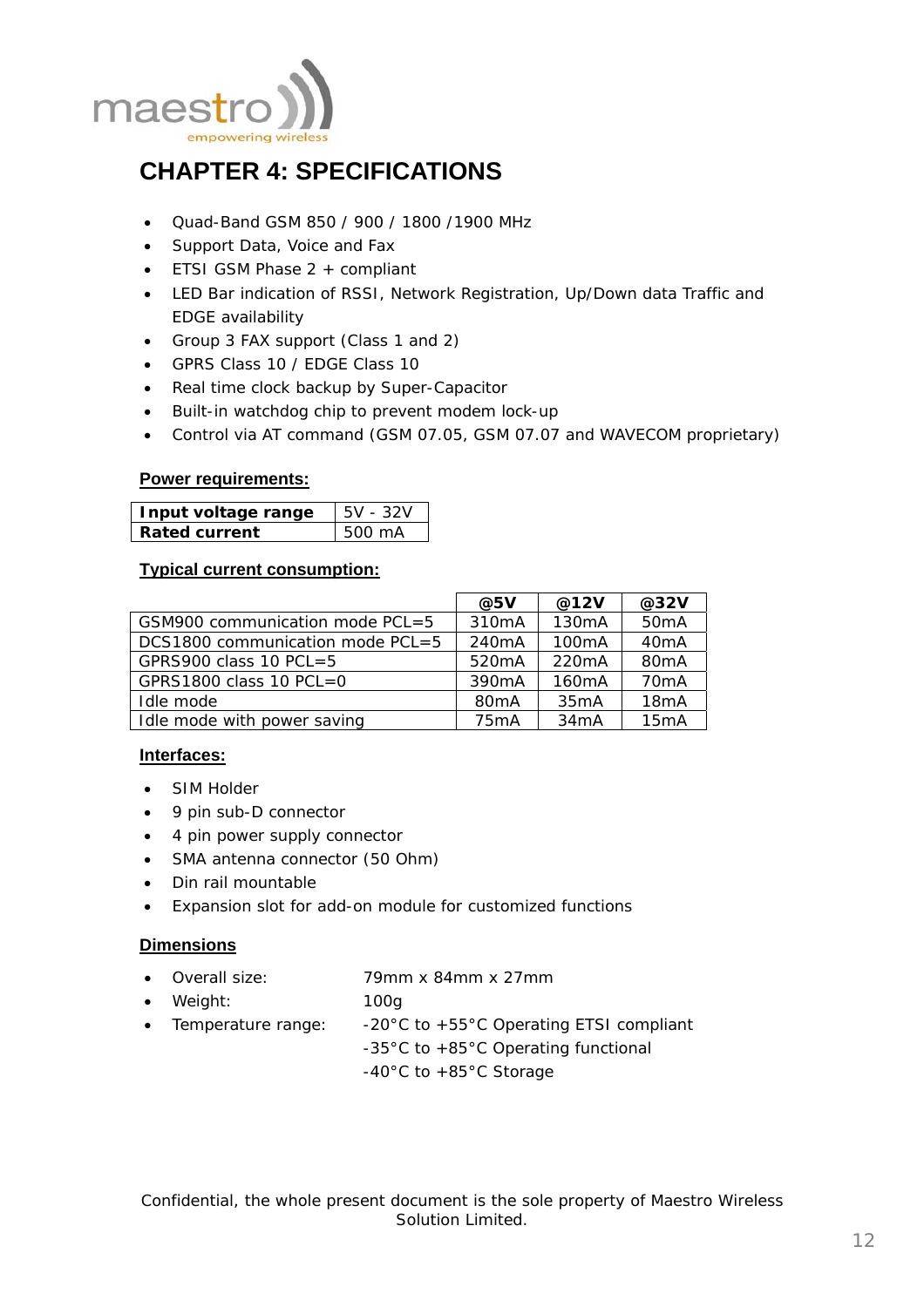# CHAPTER 4: SPECIFICATIONS

- Quad-Band GSM 850 / 900 / 1800 /1900 MHz
- Support Data, Voice and Fax
- ETSI GSM Phase 2 + compliant
- LED Bar indication of RSSI, Network Registration, Up/Down data Traffic and EDGE availability
- Group 3 FAX support (Class 1 and 2)
- GPRS Class 10 / EDGE Class 10
- Real time clock backup by Super-Capacitor
- Built-in watchdog chip to prevent modem lock-up
- Control via AT command (GSM 07.05, GSM 07.07 and WAVECOM proprietary)

**Power requirements:**

| **Input voltage range** | 5V - 32V |
|---|---|
| **Rated current** | 500 mA |

**Typical current consumption:**

| | **@5V** | **@12V** | **@32V** |
|---|---|---|---|
| GSM900 communication mode PCL=5 | 310mA | 130mA | 50mA |
| DCS1800 communication mode PCL=5 | 240mA | 100mA | 40mA |
| GPRS900 class 10 PCL=5 | 520mA | 220mA | 80mA |
| GPRS1800 class 10 PCL=0 | 390mA | 160mA | 70mA |
| Idle mode | 80mA | 35mA | 18mA |
| Idle mode with power saving | 75mA | 34mA | 15mA |

**Interfaces:**

- SIM Holder
- 9 pin sub-D connector
- 4 pin power supply connector
- SMA antenna connector (50 Ohm)
- Din rail mountable
- Expansion slot for add-on module for customized functions

**Dimensions**

- Overall size: 79mm x 84mm x 27mm
- Weight: 100g
- Temperature range: -20°C to +55°C Operating ETSI compliant
  -35°C to +85°C Operating functional
  -40°C to +85°C Storage

Confidential, the whole present document is the sole property of Maestro Wireless Solution Limited.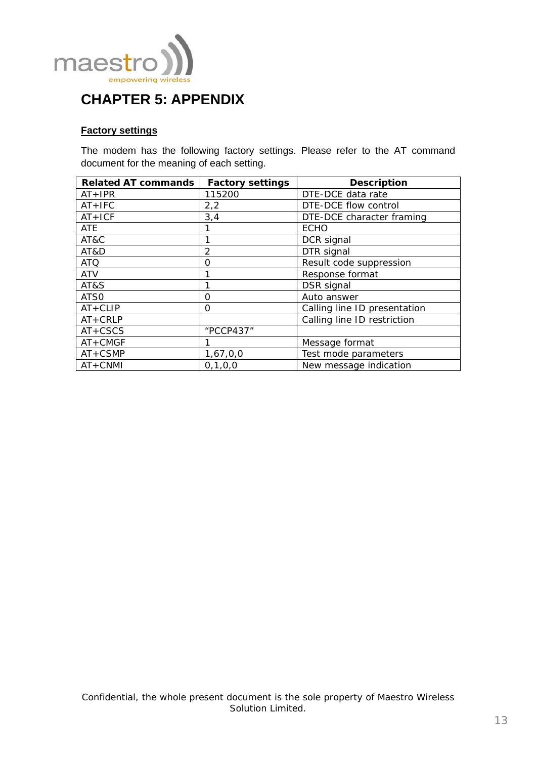# CHAPTER 5: APPENDIX

## Factory settings

The modem has the following factory settings. Please refer to the AT command document for the meaning of each setting.

| Related AT commands | Factory settings | Description |
|---|---|---|
| AT+IPR | 115200 | DTE-DCE data rate |
| AT+IFC | 2,2 | DTE-DCE flow control |
| AT+ICF | 3,4 | DTE-DCE character framing |
| ATE | 1 | ECHO |
| AT&C | 1 | DCR signal |
| AT&D | 2 | DTR signal |
| ATQ | 0 | Result code suppression |
| ATV | 1 | Response format |
| AT&S | 1 | DSR signal |
| ATS0 | 0 | Auto answer |
| AT+CLIP | 0 | Calling line ID presentation |
| AT+CRLP | | Calling line ID restriction |
| AT+CSCS | "PCCP437" | |
| AT+CMGF | 1 | Message format |
| AT+CSMP | 1,67,0,0 | Test mode parameters |
| AT+CNMI | 0,1,0,0 | New message indication |

Confidential, the whole present document is the sole property of Maestro Wireless Solution Limited.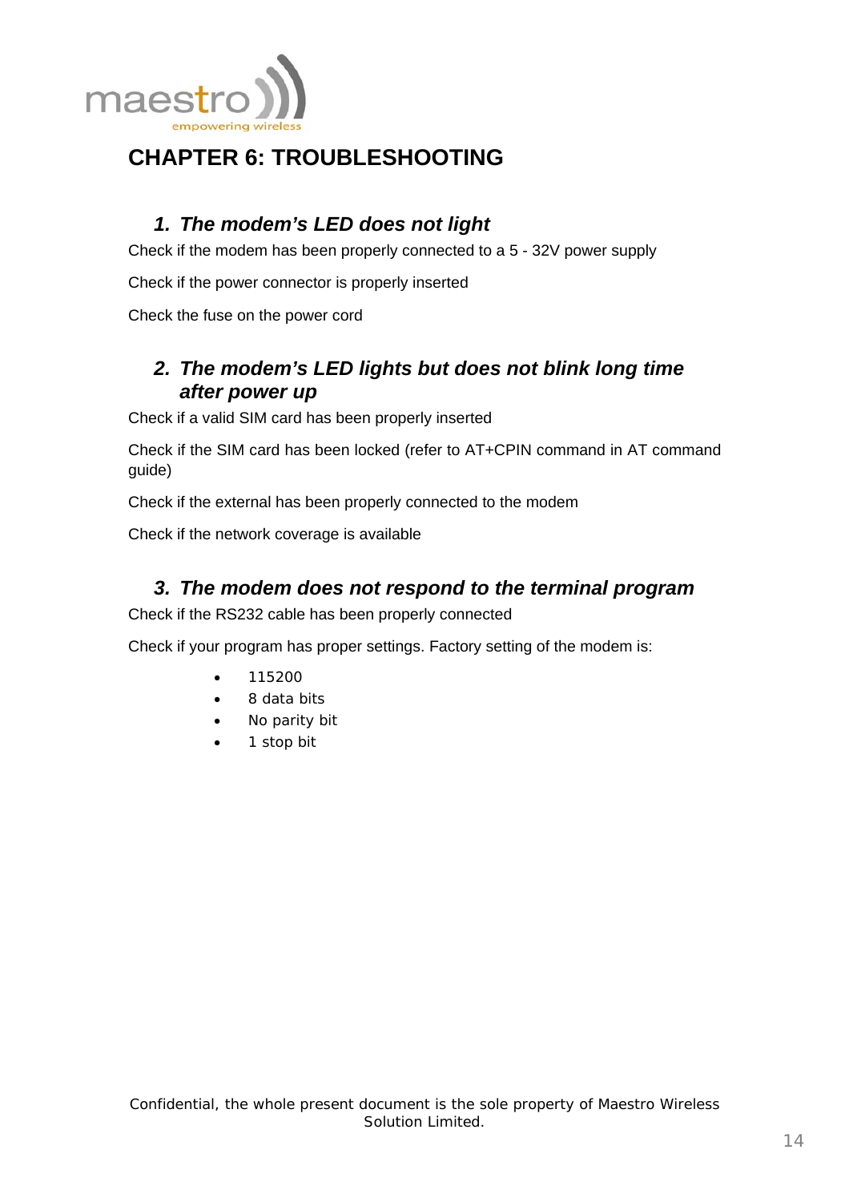# CHAPTER 6: TROUBLESHOOTING

## *1. The modem's LED does not light*

Check if the modem has been properly connected to a 5 - 32V power supply

Check if the power connector is properly inserted

Check the fuse on the power cord

## *2. The modem's LED lights but does not blink long time after power up*

Check if a valid SIM card has been properly inserted

Check if the SIM card has been locked (refer to AT+CPIN command in AT command guide)

Check if the external has been properly connected to the modem

Check if the network coverage is available

## *3. The modem does not respond to the terminal program*

Check if the RS232 cable has been properly connected

Check if your program has proper settings. Factory setting of the modem is:

- 115200
- 8 data bits
- No parity bit
- 1 stop bit

Confidential, the whole present document is the sole property of Maestro Wireless Solution Limited.